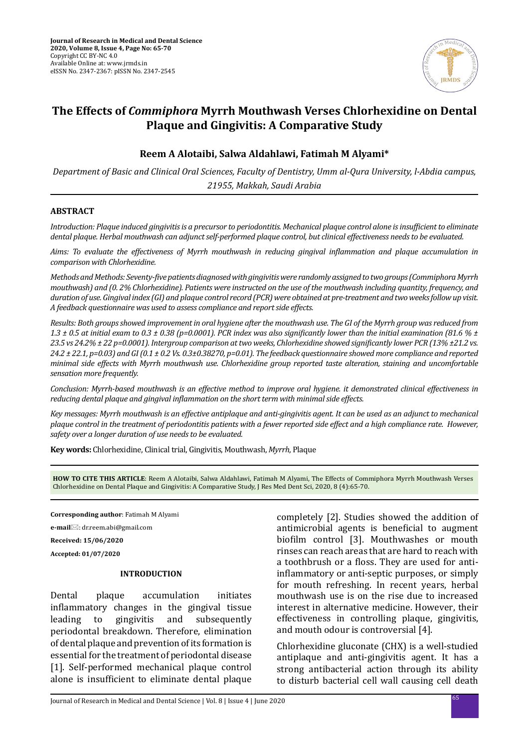# The Effects of *Commiphora* Myrrh Mouthwash Verses Chlorhexidine on Dental Plaque and Gingivitis: A Comparative Study

**Reem A Alotaibi, Salwa Aldahlawi, Fatimah M Alyami***

*Department of Basic and Clinical Oral Sciences, Faculty of Dentistry, Umm al-Qura University, l-Abdia campus, 21955, Makkah, Saudi Arabia*

## ABSTRACT

*Introduction: Plaque induced gingivitis is a precursor to periodontitis. Mechanical plaque control alone is insufficient to eliminate dental plaque. Herbal mouthwash can adjunct self-performed plaque control, but clinical effectiveness needs to be evaluated.*

*Aims: To evaluate the effectiveness of Myrrh mouthwash in reducing gingival inflammation and plaque accumulation in comparison with Chlorhexidine.*

*Methods and Methods: Seventy-five patients diagnosed with gingivitis were randomly assigned to two groups (Commiphora Myrrh mouthwash) and (0. 2% Chlorhexidine). Patients were instructed on the use of the mouthwash including quantity, frequency, and duration of use. Gingival index (GI) and plaque control record (PCR) were obtained at pre-treatment and two weeks follow up visit. A feedback questionnaire was used to assess compliance and report side effects.*

*Results: Both groups showed improvement in oral hygiene after the mouthwash use. The GI of the Myrrh group was reduced from 1.3 ± 0.5 at initial exam to 0.3 ± 0.38 (p=0.0001). PCR index was also significantly lower than the initial examination (81.6 % ± 23.5 vs 24.2% ± 22 p=0.0001). Intergroup comparison at two weeks, Chlorhexidine showed significantly lower PCR (13% ±21.2 vs. 24.2 ± 22.1, p=0.03) and GI (0.1 ± 0.2 Vs. 0.3±0.38270, p=0.01). The feedback questionnaire showed more compliance and reported minimal side effects with Myrrh mouthwash use. Chlorhexidine group reported taste alteration, staining and uncomfortable sensation more frequently.*

*Conclusion: Myrrh-based mouthwash is an effective method to improve oral hygiene. it demonstrated clinical effectiveness in reducing dental plaque and gingival inflammation on the short term with minimal side effects.*

*Key messages: Myrrh mouthwash is an effective antiplaque and anti-gingivitis agent. It can be used as an adjunct to mechanical plaque control in the treatment of periodontitis patients with a fewer reported side effect and a high compliance rate. However, safety over a longer duration of use needs to be evaluated.*

**Key words:** Chlorhexidine, Clinical trial, Gingivitis, Mouthwash, *Myrrh*, Plaque

**HOW TO CITE THIS ARTICLE**: Reem A Alotaibi, Salwa Aldahlawi, Fatimah M Alyami, The Effects of Commiphora Myrrh Mouthwash Verses Chlorhexidine on Dental Plaque and Gingivitis: A Comparative Study, J Res Med Dent Sci, 2020, 8 (4):65-70.

**Corresponding author**: Fatimah M Alyami

**e-mail**: dr.reem.abi@gmail.com

**Received: 15/06/2020**

**Accepted: 01/07/2020**

## INTRODUCTION

Dental plaque accumulation initiates inflammatory changes in the gingival tissue leading to gingivitis and subsequently periodontal breakdown. Therefore, elimination of dental plaque and prevention of its formation is essential for the treatment of periodontal disease [1]. Self-performed mechanical plaque control alone is insufficient to eliminate dental plaque completely [2]. Studies showed the addition of antimicrobial agents is beneficial to augment biofilm control [3]. Mouthwashes or mouth rinses can reach areas that are hard to reach with a toothbrush or a floss. They are used for anti-inflammatory or anti-septic purposes, or simply for mouth refreshing. In recent years, herbal mouthwash use is on the rise due to increased interest in alternative medicine. However, their effectiveness in controlling plaque, gingivitis, and mouth odour is controversial [4].

Chlorhexidine gluconate (CHX) is a well-studied antiplaque and anti-gingivitis agent. It has a strong antibacterial action through its ability to disturb bacterial cell wall causing cell death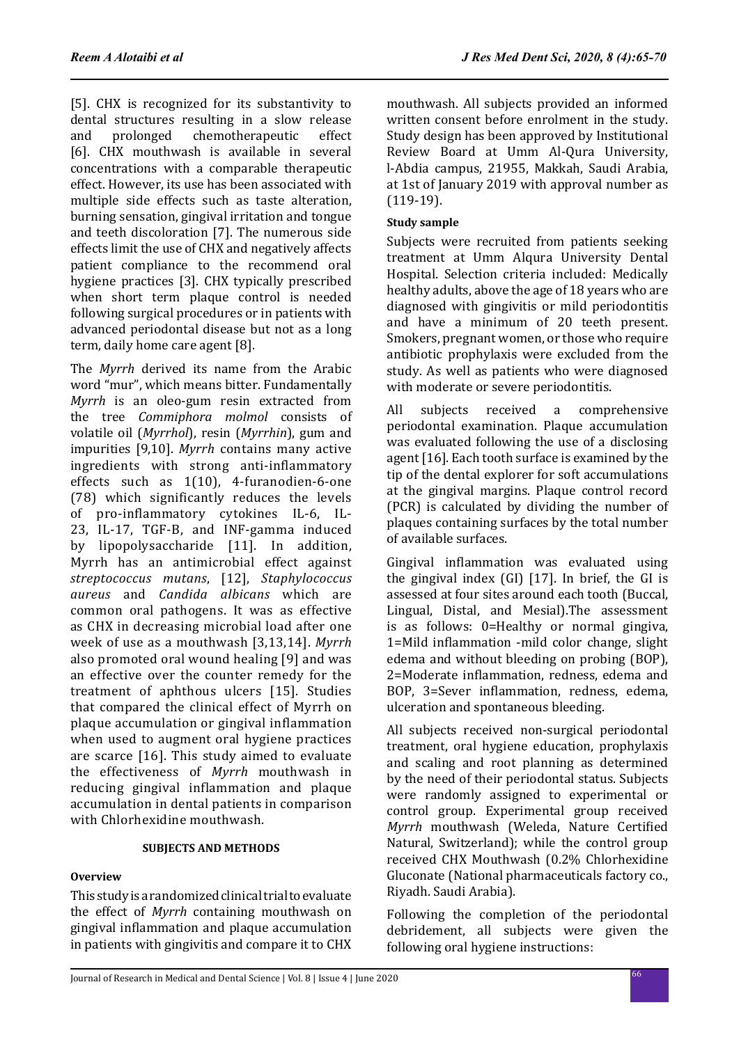[5]. CHX is recognized for its substantivity to dental structures resulting in a slow release and prolonged chemotherapeutic effect [6]. CHX mouthwash is available in several concentrations with a comparable therapeutic effect. However, its use has been associated with multiple side effects such as taste alteration, burning sensation, gingival irritation and tongue and teeth discoloration [7]. The numerous side effects limit the use of CHX and negatively affects patient compliance to the recommend oral hygiene practices [3]. CHX typically prescribed when short term plaque control is needed following surgical procedures or in patients with advanced periodontal disease but not as a long term, daily home care agent [8].

The *Myrrh* derived its name from the Arabic word "mur", which means bitter. Fundamentally *Myrrh* is an oleo-gum resin extracted from the tree *Commiphora molmol* consists of volatile oil (*Myrrhol*), resin (*Myrrhin*), gum and impurities [9,10]. *Myrrh* contains many active ingredients with strong anti-inflammatory effects such as 1(10), 4-furanodien-6-one (78) which significantly reduces the levels of pro-inflammatory cytokines IL-6, IL-23, IL-17, TGF-B, and INF-gamma induced by lipopolysaccharide [11]. In addition, Myrrh has an antimicrobial effect against *streptococcus mutans*, [12], *Staphylococcus aureus* and *Candida albicans* which are common oral pathogens. It was as effective as CHX in decreasing microbial load after one week of use as a mouthwash [3,13,14]. *Myrrh* also promoted oral wound healing [9] and was an effective over the counter remedy for the treatment of aphthous ulcers [15]. Studies that compared the clinical effect of Myrrh on plaque accumulation or gingival inflammation when used to augment oral hygiene practices are scarce [16]. This study aimed to evaluate the effectiveness of *Myrrh* mouthwash in reducing gingival inflammation and plaque accumulation in dental patients in comparison with Chlorhexidine mouthwash.

## SUBJECTS AND METHODS

### Overview

This study is a randomized clinical trial to evaluate the effect of *Myrrh* containing mouthwash on gingival inflammation and plaque accumulation in patients with gingivitis and compare it to CHX mouthwash. All subjects provided an informed written consent before enrolment in the study. Study design has been approved by Institutional Review Board at Umm Al-Qura University, l-Abdia campus, 21955, Makkah, Saudi Arabia, at 1st of January 2019 with approval number as (119-19).

### Study sample

Subjects were recruited from patients seeking treatment at Umm Alqura University Dental Hospital. Selection criteria included: Medically healthy adults, above the age of 18 years who are diagnosed with gingivitis or mild periodontitis and have a minimum of 20 teeth present. Smokers, pregnant women, or those who require antibiotic prophylaxis were excluded from the study. As well as patients who were diagnosed with moderate or severe periodontitis.

All subjects received a comprehensive periodontal examination. Plaque accumulation was evaluated following the use of a disclosing agent [16]. Each tooth surface is examined by the tip of the dental explorer for soft accumulations at the gingival margins. Plaque control record (PCR) is calculated by dividing the number of plaques containing surfaces by the total number of available surfaces.

Gingival inflammation was evaluated using the gingival index (GI) [17]. In brief, the GI is assessed at four sites around each tooth (Buccal, Lingual, Distal, and Mesial).The assessment is as follows: 0=Healthy or normal gingiva, 1=Mild inflammation -mild color change, slight edema and without bleeding on probing (BOP), 2=Moderate inflammation, redness, edema and BOP, 3=Sever inflammation, redness, edema, ulceration and spontaneous bleeding.

All subjects received non-surgical periodontal treatment, oral hygiene education, prophylaxis and scaling and root planning as determined by the need of their periodontal status. Subjects were randomly assigned to experimental or control group. Experimental group received *Myrrh* mouthwash (Weleda, Nature Certified Natural, Switzerland); while the control group received CHX Mouthwash (0.2% Chlorhexidine Gluconate (National pharmaceuticals factory co., Riyadh. Saudi Arabia).

Following the completion of the periodontal debridement, all subjects were given the following oral hygiene instructions: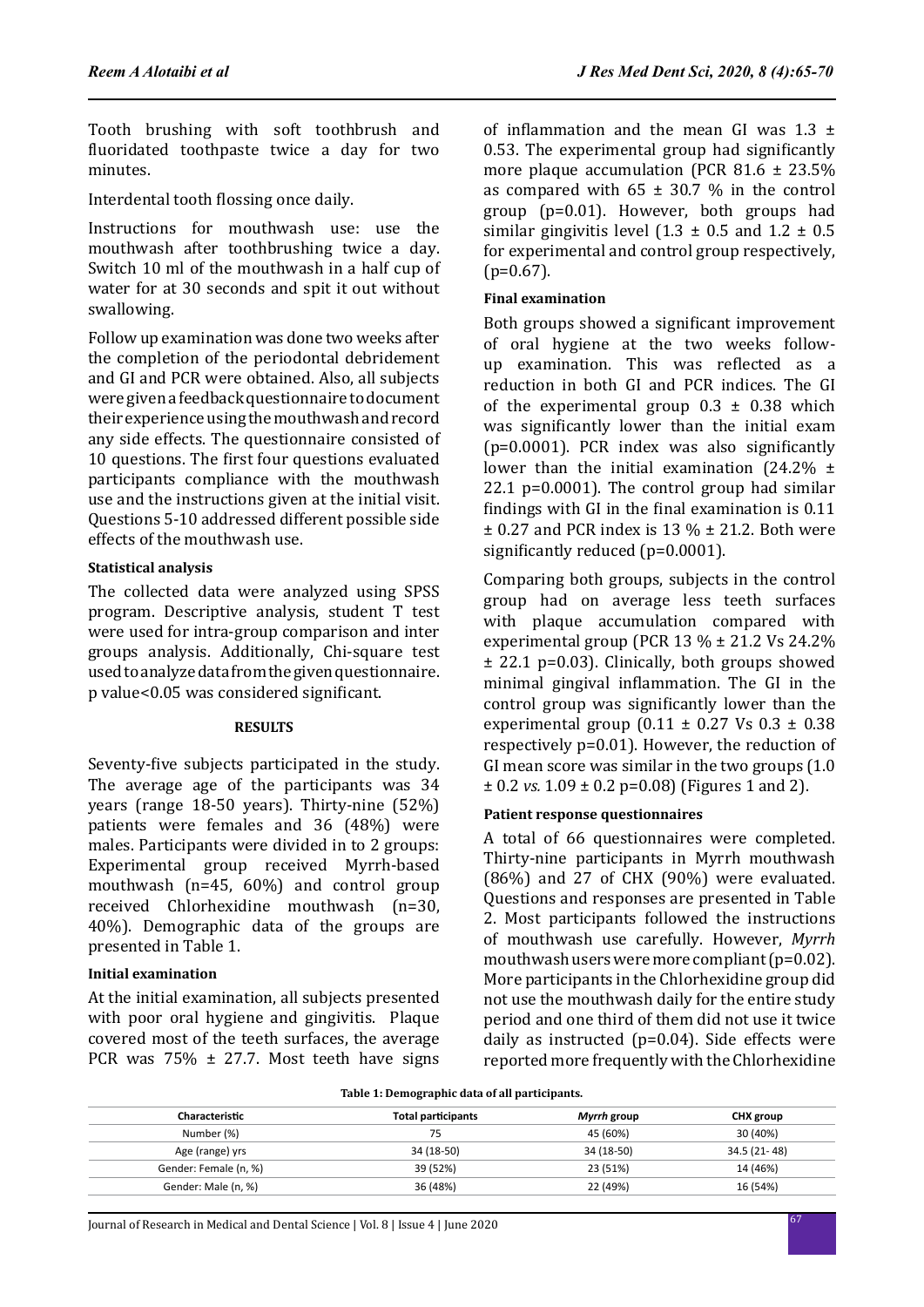Tooth brushing with soft toothbrush and fluoridated toothpaste twice a day for two minutes.

Interdental tooth flossing once daily.

Instructions for mouthwash use: use the mouthwash after toothbrushing twice a day. Switch 10 ml of the mouthwash in a half cup of water for at 30 seconds and spit it out without swallowing.

Follow up examination was done two weeks after the completion of the periodontal debridement and GI and PCR were obtained. Also, all subjects were given a feedback questionnaire to document their experience using the mouthwash and record any side effects. The questionnaire consisted of 10 questions. The first four questions evaluated participants compliance with the mouthwash use and the instructions given at the initial visit. Questions 5-10 addressed different possible side effects of the mouthwash use.

**Statistical analysis**

The collected data were analyzed using SPSS program. Descriptive analysis, student T test were used for intra-group comparison and inter groups analysis. Additionally, Chi-square test used to analyze data from the given questionnaire. p value<0.05 was considered significant.

## RESULTS

Seventy-five subjects participated in the study. The average age of the participants was 34 years (range 18-50 years). Thirty-nine (52%) patients were females and 36 (48%) were males. Participants were divided in to 2 groups: Experimental group received Myrrh-based mouthwash (n=45, 60%) and control group received Chlorhexidine mouthwash (n=30, 40%). Demographic data of the groups are presented in Table 1.

**Initial examination**

At the initial examination, all subjects presented with poor oral hygiene and gingivitis. Plaque covered most of the teeth surfaces, the average PCR was 75% ± 27.7. Most teeth have signs of inflammation and the mean GI was 1.3 ± 0.53. The experimental group had significantly more plaque accumulation (PCR 81.6 ± 23.5% as compared with 65 ± 30.7 % in the control group (p=0.01). However, both groups had similar gingivitis level (1.3 ± 0.5 and 1.2 ± 0.5 for experimental and control group respectively, (p=0.67).

**Final examination**

Both groups showed a significant improvement of oral hygiene at the two weeks follow-up examination. This was reflected as a reduction in both GI and PCR indices. The GI of the experimental group 0.3 ± 0.38 which was significantly lower than the initial exam (p=0.0001). PCR index was also significantly lower than the initial examination (24.2% ± 22.1 p=0.0001). The control group had similar findings with GI in the final examination is 0.11 ± 0.27 and PCR index is 13 % ± 21.2. Both were significantly reduced (p=0.0001).

Comparing both groups, subjects in the control group had on average less teeth surfaces with plaque accumulation compared with experimental group (PCR 13 % ± 21.2 Vs 24.2% ± 22.1 p=0.03). Clinically, both groups showed minimal gingival inflammation. The GI in the control group was significantly lower than the experimental group (0.11 ± 0.27 Vs 0.3 ± 0.38 respectively p=0.01). However, the reduction of GI mean score was similar in the two groups (1.0 ± 0.2 *vs.* 1.09 ± 0.2 p=0.08) (Figures 1 and 2).

**Patient response questionnaires**

A total of 66 questionnaires were completed. Thirty-nine participants in Myrrh mouthwash (86%) and 27 of CHX (90%) were evaluated. Questions and responses are presented in Table 2. Most participants followed the instructions of mouthwash use carefully. However, *Myrrh* mouthwash users were more compliant (p=0.02). More participants in the Chlorhexidine group did not use the mouthwash daily for the entire study period and one third of them did not use it twice daily as instructed (p=0.04). Side effects were reported more frequently with the Chlorhexidine

**Table 1: Demographic data of all participants.**

| Characteristic | Total participants | *Myrrh* group | CHX group |
|---|---|---|---|
| Number (%) | 75 | 45 (60%) | 30 (40%) |
| Age (range) yrs | 34 (18-50) | 34 (18-50) | 34.5 (21- 48) |
| Gender: Female (n, %) | 39 (52%) | 23 (51%) | 14 (46%) |
| Gender: Male (n, %) | 36 (48%) | 22 (49%) | 16 (54%) |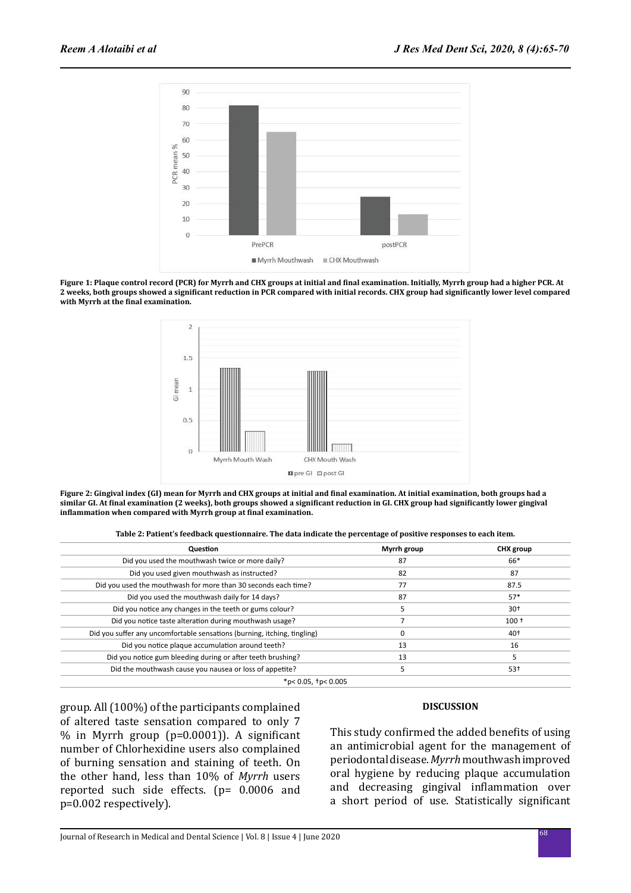**Figure 1: Plaque control record (PCR) for Myrrh and CHX groups at initial and final examination. Initially, Myrrh group had a higher PCR. At 2 weeks, both groups showed a significant reduction in PCR compared with initial records. CHX group had significantly lower level compared with Myrrh at the final examination.**

**Figure 2: Gingival index (GI) mean for Myrrh and CHX groups at initial and final examination. At initial examination, both groups had a similar GI. At final examination (2 weeks), both groups showed a significant reduction in GI. CHX group had significantly lower gingival inflammation when compared with Myrrh group at final examination.**

**Table 2: Patient's feedback questionnaire. The data indicate the percentage of positive responses to each item.**

| Question | Myrrh group | CHX group |
|---|---|---|
| Did you used the mouthwash twice or more daily? | 87 | 66* |
| Did you used given mouthwash as instructed? | 82 | 87 |
| Did you used the mouthwash for more than 30 seconds each time? | 77 | 87.5 |
| Did you used the mouthwash daily for 14 days? | 87 | 57* |
| Did you notice any changes in the teeth or gums colour? | 5 | 30† |
| Did you notice taste alteration during mouthwash usage? | 7 | 100 † |
| Did you suffer any uncomfortable sensations (burning, itching, tingling) | 0 | 40† |
| Did you notice plaque accumulation around teeth? | 13 | 16 |
| Did you notice gum bleeding during or after teeth brushing? | 13 | 5 |
| Did the mouthwash cause you nausea or loss of appetite? | 5 | 53† |

*$p < 0.05$, †$p < 0.005$

group. All (100%) of the participants complained of altered taste sensation compared to only 7 % in Myrrh group ($p=0.0001$)). A significant number of Chlorhexidine users also complained of burning sensation and staining of teeth. On the other hand, less than 10% of *Myrrh* users reported such side effects. ($p= 0.0006$ and $p=0.002$ respectively).

## DISCUSSION

This study confirmed the added benefits of using an antimicrobial agent for the management of periodontal disease. *Myrrh* mouthwash improved oral hygiene by reducing plaque accumulation and decreasing gingival inflammation over a short period of use. Statistically significant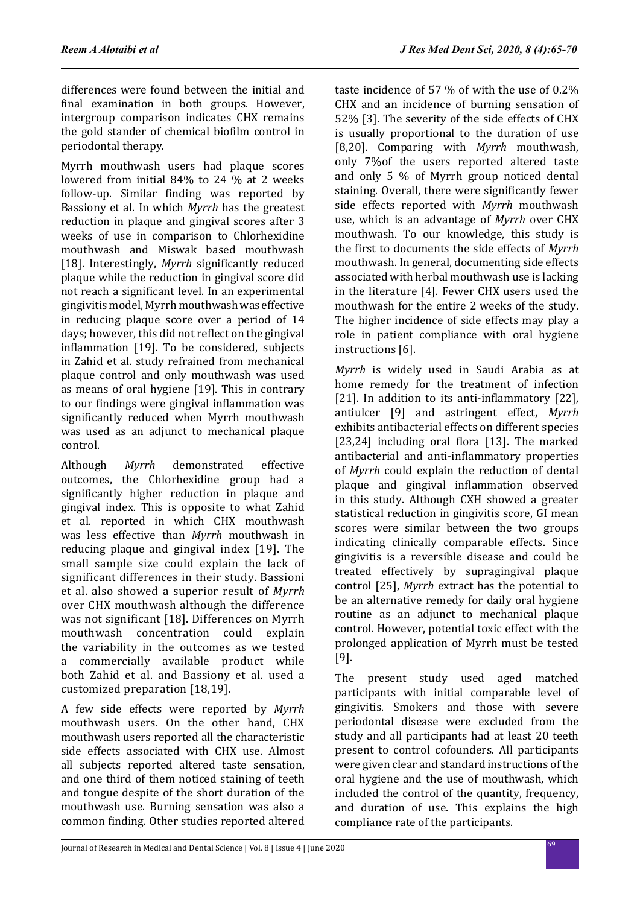differences were found between the initial and final examination in both groups. However, intergroup comparison indicates CHX remains the gold stander of chemical biofilm control in periodontal therapy.

Myrrh mouthwash users had plaque scores lowered from initial 84% to 24 % at 2 weeks follow-up. Similar finding was reported by Bassiony et al. In which *Myrrh* has the greatest reduction in plaque and gingival scores after 3 weeks of use in comparison to Chlorhexidine mouthwash and Miswak based mouthwash [18]. Interestingly, *Myrrh* significantly reduced plaque while the reduction in gingival score did not reach a significant level. In an experimental gingivitis model, Myrrh mouthwash was effective in reducing plaque score over a period of 14 days; however, this did not reflect on the gingival inflammation [19]. To be considered, subjects in Zahid et al. study refrained from mechanical plaque control and only mouthwash was used as means of oral hygiene [19]. This in contrary to our findings were gingival inflammation was significantly reduced when Myrrh mouthwash was used as an adjunct to mechanical plaque control.

Although *Myrrh* demonstrated effective outcomes, the Chlorhexidine group had a significantly higher reduction in plaque and gingival index. This is opposite to what Zahid et al. reported in which CHX mouthwash was less effective than *Myrrh* mouthwash in reducing plaque and gingival index [19]. The small sample size could explain the lack of significant differences in their study. Bassioni et al. also showed a superior result of *Myrrh* over CHX mouthwash although the difference was not significant [18]. Differences on Myrrh mouthwash concentration could explain the variability in the outcomes as we tested a commercially available product while both Zahid et al. and Bassiony et al. used a customized preparation [18,19].

A few side effects were reported by *Myrrh* mouthwash users. On the other hand, CHX mouthwash users reported all the characteristic side effects associated with CHX use. Almost all subjects reported altered taste sensation, and one third of them noticed staining of teeth and tongue despite of the short duration of the mouthwash use. Burning sensation was also a common finding. Other studies reported altered taste incidence of 57 % of with the use of 0.2% CHX and an incidence of burning sensation of 52% [3]. The severity of the side effects of CHX is usually proportional to the duration of use [8,20]. Comparing with *Myrrh* mouthwash, only 7%of the users reported altered taste and only 5 % of Myrrh group noticed dental staining. Overall, there were significantly fewer side effects reported with *Myrrh* mouthwash use, which is an advantage of *Myrrh* over CHX mouthwash. To our knowledge, this study is the first to documents the side effects of *Myrrh* mouthwash. In general, documenting side effects associated with herbal mouthwash use is lacking in the literature [4]. Fewer CHX users used the mouthwash for the entire 2 weeks of the study. The higher incidence of side effects may play a role in patient compliance with oral hygiene instructions [6].

*Myrrh* is widely used in Saudi Arabia as at home remedy for the treatment of infection [21]. In addition to its anti-inflammatory [22], antiulcer [9] and astringent effect, *Myrrh* exhibits antibacterial effects on different species [23,24] including oral flora [13]. The marked antibacterial and anti-inflammatory properties of *Myrrh* could explain the reduction of dental plaque and gingival inflammation observed in this study. Although CXH showed a greater statistical reduction in gingivitis score, GI mean scores were similar between the two groups indicating clinically comparable effects. Since gingivitis is a reversible disease and could be treated effectively by supragingival plaque control [25], *Myrrh* extract has the potential to be an alternative remedy for daily oral hygiene routine as an adjunct to mechanical plaque control. However, potential toxic effect with the prolonged application of Myrrh must be tested [9].

The present study used aged matched participants with initial comparable level of gingivitis. Smokers and those with severe periodontal disease were excluded from the study and all participants had at least 20 teeth present to control cofounders. All participants were given clear and standard instructions of the oral hygiene and the use of mouthwash, which included the control of the quantity, frequency, and duration of use. This explains the high compliance rate of the participants.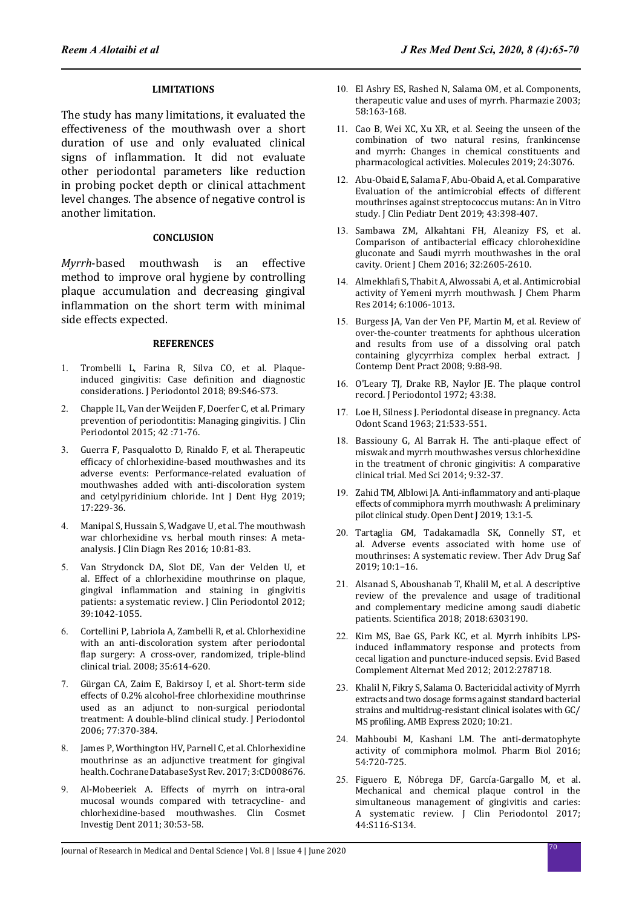## LIMITATIONS

The study has many limitations, it evaluated the effectiveness of the mouthwash over a short duration of use and only evaluated clinical signs of inflammation. It did not evaluate other periodontal parameters like reduction in probing pocket depth or clinical attachment level changes. The absence of negative control is another limitation.

## CONCLUSION

*Myrrh*-based mouthwash is an effective method to improve oral hygiene by controlling plaque accumulation and decreasing gingival inflammation on the short term with minimal side effects expected.

## REFERENCES

1. Trombelli L, Farina R, Silva CO, et al. Plaque-induced gingivitis: Case definition and diagnostic considerations. J Periodontol 2018; 89:S46-S73.
2. Chapple IL, Van der Weijden F, Doerfer C, et al. Primary prevention of periodontitis: Managing gingivitis. J Clin Periodontol 2015; 42 :71-76.
3. Guerra F, Pasqualotto D, Rinaldo F, et al. Therapeutic efficacy of chlorhexidine-based mouthwashes and its adverse events: Performance-related evaluation of mouthwashes added with anti-discoloration system and cetylpyridinium chloride. Int J Dent Hyg 2019; 17:229-36.
4. Manipal S, Hussain S, Wadgave U, et al. The mouthwash war chlorhexidine vs. herbal mouth rinses: A meta-analysis. J Clin Diagn Res 2016; 10:81-83.
5. Van Strydonck DA, Slot DE, Van der Velden U, et al. Effect of a chlorhexidine mouthrinse on plaque, gingival inflammation and staining in gingivitis patients: a systematic review. J Clin Periodontol 2012; 39:1042-1055.
6. Cortellini P, Labriola A, Zambelli R, et al. Chlorhexidine with an anti-discoloration system after periodontal flap surgery: A cross-over, randomized, triple-blind clinical trial. 2008; 35:614-620.
7. Gürgan CA, Zaim E, Bakirsoy I, et al. Short-term side effects of 0.2% alcohol-free chlorhexidine mouthrinse used as an adjunct to non-surgical periodontal treatment: A double-blind clinical study. J Periodontol 2006; 77:370-384.
8. James P, Worthington HV, Parnell C, et al. Chlorhexidine mouthrinse as an adjunctive treatment for gingival health. Cochrane Database Syst Rev. 2017; 3:CD008676.
9. Al-Mobeeriek A. Effects of myrrh on intra-oral mucosal wounds compared with tetracycline- and chlorhexidine-based mouthwashes. Clin Cosmet Investig Dent 2011; 30:53-58.
10. El Ashry ES, Rashed N, Salama OM, et al. Components, therapeutic value and uses of myrrh. Pharmazie 2003; 58:163-168.
11. Cao B, Wei XC, Xu XR, et al. Seeing the unseen of the combination of two natural resins, frankincense and myrrh: Changes in chemical constituents and pharmacological activities. Molecules 2019; 24:3076.
12. Abu-Obaid E, Salama F, Abu-Obaid A, et al. Comparative Evaluation of the antimicrobial effects of different mouthrinses against streptococcus mutans: An in Vitro study. J Clin Pediatr Dent 2019; 43:398-407.
13. Sambawa ZM, Alkahtani FH, Aleanizy FS, et al. Comparison of antibacterial efficacy chlorohexidine gluconate and Saudi myrrh mouthwashes in the oral cavity. Orient J Chem 2016; 32:2605-2610.
14. Almekhlafi S, Thabit A, Alwossabi A, et al. Antimicrobial activity of Yemeni myrrh mouthwash. J Chem Pharm Res 2014; 6:1006-1013.
15. Burgess JA, Van der Ven PF, Martin M, et al. Review of over-the-counter treatments for aphthous ulceration and results from use of a dissolving oral patch containing glycyrrhiza complex herbal extract. J Contemp Dent Pract 2008; 9:88-98.
16. O'Leary TJ, Drake RB, Naylor JE. The plaque control record. J Periodontol 1972; 43:38.
17. Loe H, Silness J. Periodontal disease in pregnancy. Acta Odont Scand 1963; 21:533-551.
18. Bassiouny G, Al Barrak H. The anti-plaque effect of miswak and myrrh mouthwashes versus chlorhexidine in the treatment of chronic gingivitis: A comparative clinical trial. Med Sci 2014; 9:32-37.
19. Zahid TM, Alblowi JA. Anti-inflammatory and anti-plaque effects of commiphora myrrh mouthwash: A preliminary pilot clinical study. Open Dent J 2019; 13:1-5.
20. Tartaglia GM, Tadakamadla SK, Connelly ST, et al. Adverse events associated with home use of mouthrinses: A systematic review. Ther Adv Drug Saf 2019; 10:1–16.
21. Alsanad S, Aboushanab T, Khalil M, et al. A descriptive review of the prevalence and usage of traditional and complementary medicine among saudi diabetic patients. Scientifica 2018; 2018:6303190.
22. Kim MS, Bae GS, Park KC, et al. Myrrh inhibits LPS-induced inflammatory response and protects from cecal ligation and puncture-induced sepsis. Evid Based Complement Alternat Med 2012; 2012:278718.
23. Khalil N, Fikry S, Salama O. Bactericidal activity of Myrrh extracts and two dosage forms against standard bacterial strains and multidrug-resistant clinical isolates with GC/MS profiling. AMB Express 2020; 10:21.
24. Mahboubi M, Kashani LM. The anti-dermatophyte activity of commiphora molmol. Pharm Biol 2016; 54:720-725.
25. Figuero E, Nóbrega DF, García-Gargallo M, et al. Mechanical and chemical plaque control in the simultaneous management of gingivitis and caries: A systematic review. J Clin Periodontol 2017; 44:S116-S134.